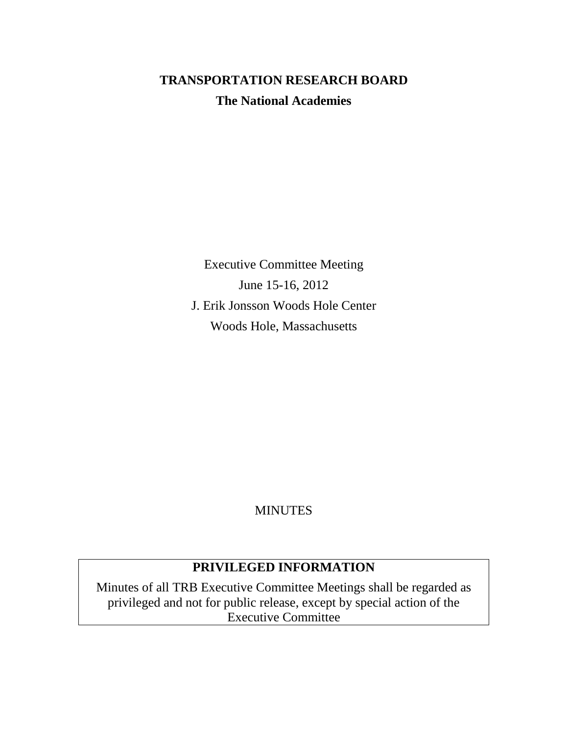# TRANSPORTATION RESEARCH BOARD

## The National Academies

Executive Committee Meeting

June 15-16, 2012

J. Erik Jonsson Woods Hole Center

Woods Hole, Massachusetts

MINUTES

**PRIVILEGED INFORMATION**

Minutes of all TRB Executive Committee Meetings shall be regarded as privileged and not for public release, except by special action of the Executive Committee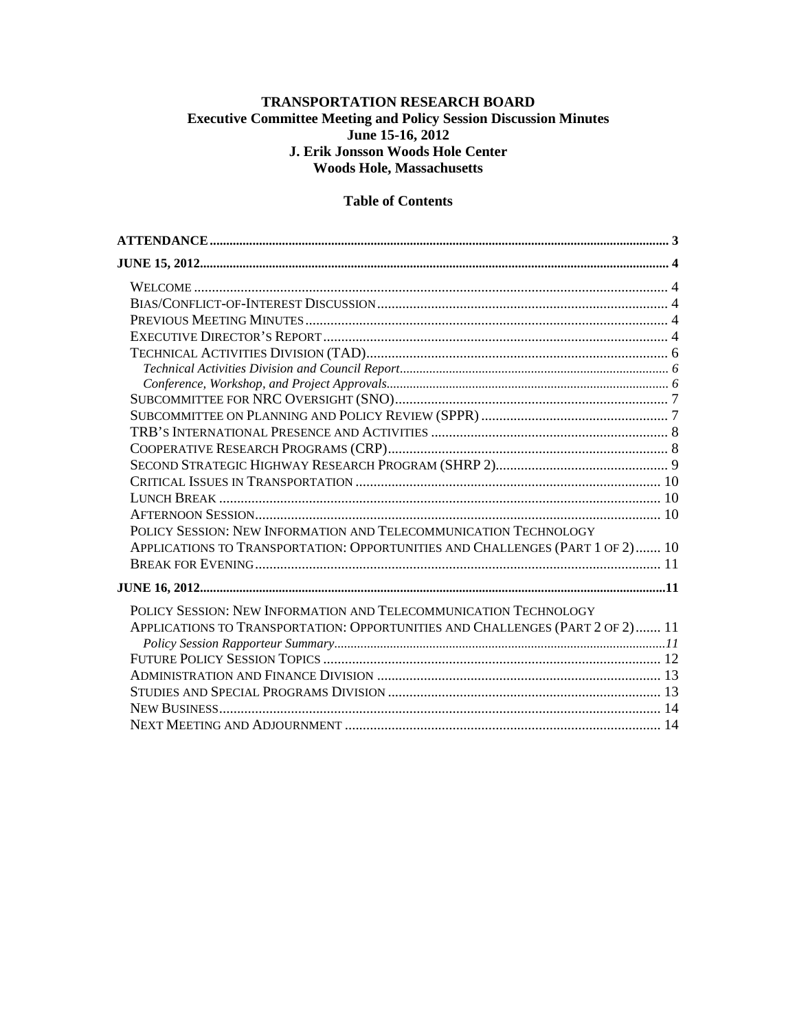**TRANSPORTATION RESEARCH BOARD**
**Executive Committee Meeting and Policy Session Discussion Minutes**
**June 15-16, 2012**
**J. Erik Jonsson Woods Hole Center**
**Woods Hole, Massachusetts**

## Table of Contents

**ATTENDANCE** ........ 3

**JUNE 15, 2012** ........ 4

- WELCOME ........ 4
- BIAS/CONFLICT-OF-INTEREST DISCUSSION ........ 4
- PREVIOUS MEETING MINUTES ........ 4
- EXECUTIVE DIRECTOR'S REPORT ........ 4
- TECHNICAL ACTIVITIES DIVISION (TAD) ........ 6
  - *Technical Activities Division and Council Report* ........ 6
  - *Conference, Workshop, and Project Approvals* ........ 6
- SUBCOMMITTEE FOR NRC OVERSIGHT (SNO) ........ 7
- SUBCOMMITTEE ON PLANNING AND POLICY REVIEW (SPPR) ........ 7
- TRB'S INTERNATIONAL PRESENCE AND ACTIVITIES ........ 8
- COOPERATIVE RESEARCH PROGRAMS (CRP) ........ 8
- SECOND STRATEGIC HIGHWAY RESEARCH PROGRAM (SHRP 2) ........ 9
- CRITICAL ISSUES IN TRANSPORTATION ........ 10
- LUNCH BREAK ........ 10
- AFTERNOON SESSION ........ 10
- POLICY SESSION: NEW INFORMATION AND TELECOMMUNICATION TECHNOLOGY APPLICATIONS TO TRANSPORTATION: OPPORTUNITIES AND CHALLENGES (PART 1 OF 2) ........ 10
- BREAK FOR EVENING ........ 11

**JUNE 16, 2012** ........ 11

- POLICY SESSION: NEW INFORMATION AND TELECOMMUNICATION TECHNOLOGY APPLICATIONS TO TRANSPORTATION: OPPORTUNITIES AND CHALLENGES (PART 2 OF 2) ........ 11
  - *Policy Session Rapporteur Summary* ........ 11
- FUTURE POLICY SESSION TOPICS ........ 12
- ADMINISTRATION AND FINANCE DIVISION ........ 13
- STUDIES AND SPECIAL PROGRAMS DIVISION ........ 13
- NEW BUSINESS ........ 14
- NEXT MEETING AND ADJOURNMENT ........ 14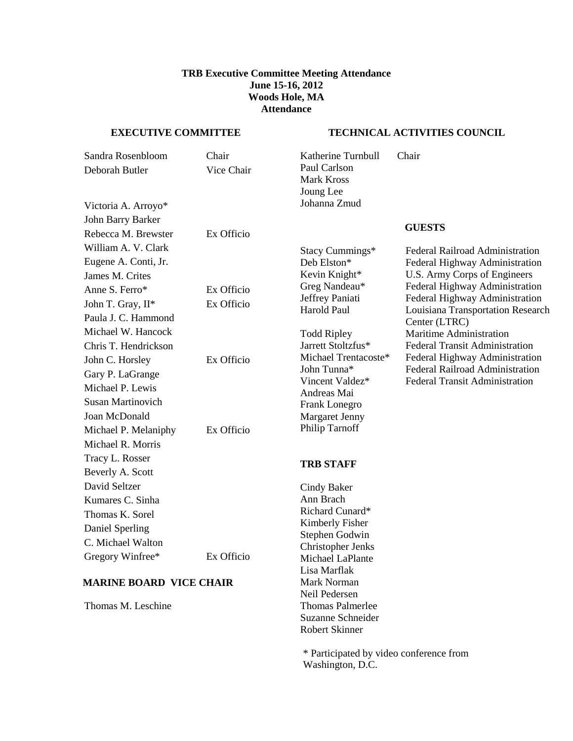**TRB Executive Committee Meeting Attendance**
**June 15-16, 2012**
**Woods Hole, MA**
**Attendance**

## EXECUTIVE COMMITTEE

| Name | Role |
|---|---|
| Sandra Rosenbloom | Chair |
| Deborah Butler | Vice Chair |
| Victoria A. Arroyo* | |
| John Barry Barker | |
| Rebecca M. Brewster | Ex Officio |
| William A. V. Clark | |
| Eugene A. Conti, Jr. | |
| James M. Crites | |
| Anne S. Ferro* | Ex Officio |
| John T. Gray, II* | Ex Officio |
| Paula J. C. Hammond | |
| Michael W. Hancock | |
| Chris T. Hendrickson | |
| John C. Horsley | Ex Officio |
| Gary P. LaGrange | |
| Michael P. Lewis | |
| Susan Martinovich | |
| Joan McDonald | |
| Michael P. Melaniphy | Ex Officio |
| Michael R. Morris | |
| Tracy L. Rosser | |
| Beverly A. Scott | |
| David Seltzer | |
| Kumares C. Sinha | |
| Thomas K. Sorel | |
| Daniel Sperling | |
| C. Michael Walton | |
| Gregory Winfree* | Ex Officio |

## MARINE BOARD VICE CHAIR

Thomas M. Leschine

## TECHNICAL ACTIVITIES COUNCIL

Katherine Turnbull — Chair
Paul Carlson
Mark Kross
Joung Lee
Johanna Zmud

## GUESTS

| Name | Affiliation |
|---|---|
| Stacy Cummings* | Federal Railroad Administration |
| Deb Elston* | Federal Highway Administration |
| Kevin Knight* | U.S. Army Corps of Engineers |
| Greg Nandeau* | Federal Highway Administration |
| Jeffrey Paniati | Federal Highway Administration |
| Harold Paul | Louisiana Transportation Research Center (LTRC) |
| Todd Ripley | Maritime Administration |
| Jarrett Stoltzfus* | Federal Transit Administration |
| Michael Trentacoste* | Federal Highway Administration |
| John Tunna* | Federal Railroad Administration |
| Vincent Valdez* | Federal Transit Administration |
| Andreas Mai | |
| Frank Lonegro | |
| Margaret Jenny | |
| Philip Tarnoff | |

## TRB STAFF

Cindy Baker
Ann Brach
Richard Cunard*
Kimberly Fisher
Stephen Godwin
Christopher Jenks
Michael LaPlante
Lisa Marflak
Mark Norman
Neil Pedersen
Thomas Palmerlee
Suzanne Schneider
Robert Skinner

\* Participated by video conference from Washington, D.C.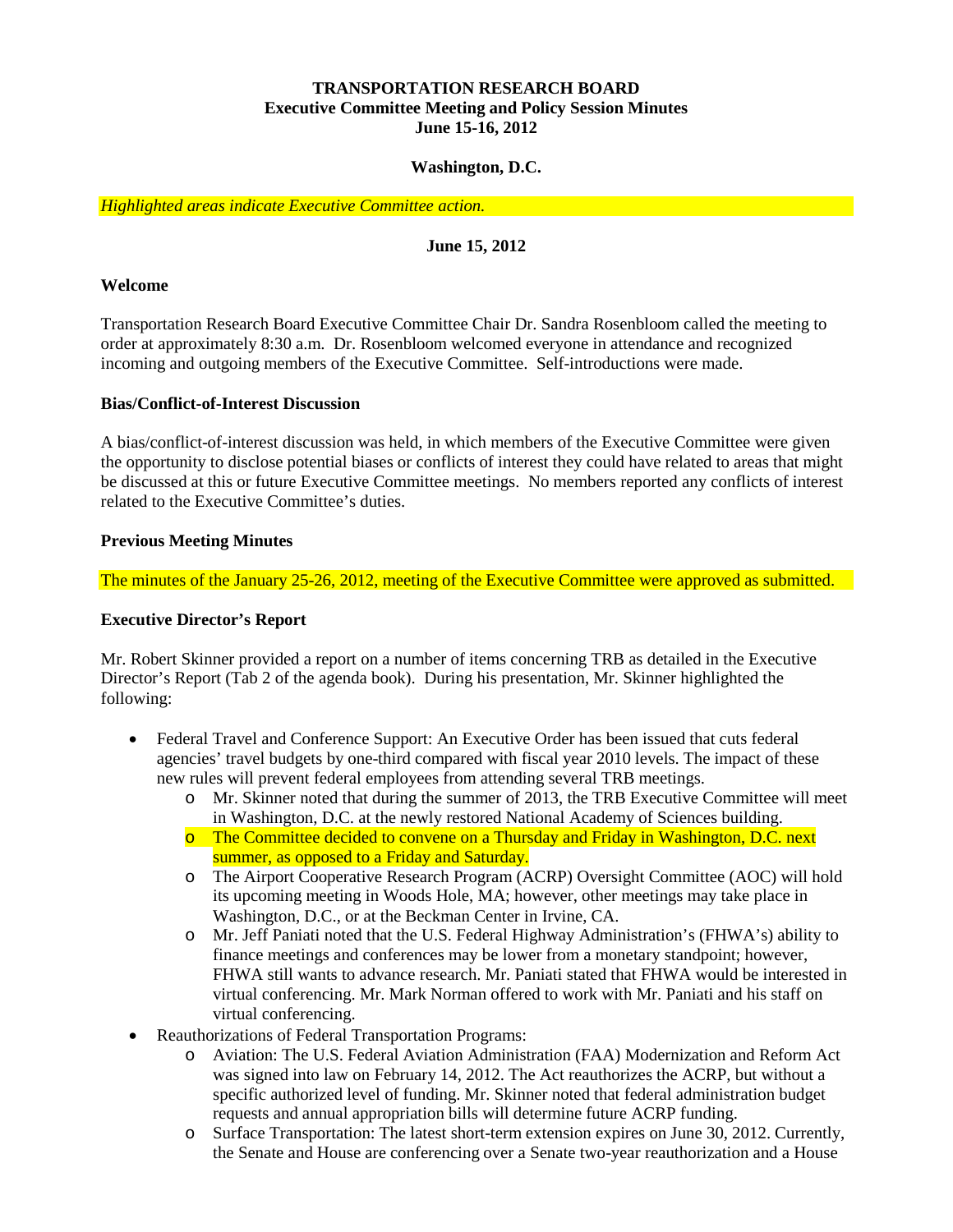**TRANSPORTATION RESEARCH BOARD**
**Executive Committee Meeting and Policy Session Minutes**
**June 15-16, 2012**

**Washington, D.C.**

*Highlighted areas indicate Executive Committee action.*

**June 15, 2012**

**Welcome**

Transportation Research Board Executive Committee Chair Dr. Sandra Rosenbloom called the meeting to order at approximately 8:30 a.m. Dr. Rosenbloom welcomed everyone in attendance and recognized incoming and outgoing members of the Executive Committee. Self-introductions were made.

**Bias/Conflict-of-Interest Discussion**

A bias/conflict-of-interest discussion was held, in which members of the Executive Committee were given the opportunity to disclose potential biases or conflicts of interest they could have related to areas that might be discussed at this or future Executive Committee meetings. No members reported any conflicts of interest related to the Executive Committee's duties.

**Previous Meeting Minutes**

The minutes of the January 25-26, 2012, meeting of the Executive Committee were approved as submitted.

**Executive Director's Report**

Mr. Robert Skinner provided a report on a number of items concerning TRB as detailed in the Executive Director's Report (Tab 2 of the agenda book). During his presentation, Mr. Skinner highlighted the following:

- Federal Travel and Conference Support: An Executive Order has been issued that cuts federal agencies' travel budgets by one-third compared with fiscal year 2010 levels. The impact of these new rules will prevent federal employees from attending several TRB meetings.
  - Mr. Skinner noted that during the summer of 2013, the TRB Executive Committee will meet in Washington, D.C. at the newly restored National Academy of Sciences building.
  - The Committee decided to convene on a Thursday and Friday in Washington, D.C. next summer, as opposed to a Friday and Saturday.
  - The Airport Cooperative Research Program (ACRP) Oversight Committee (AOC) will hold its upcoming meeting in Woods Hole, MA; however, other meetings may take place in Washington, D.C., or at the Beckman Center in Irvine, CA.
  - Mr. Jeff Paniati noted that the U.S. Federal Highway Administration's (FHWA's) ability to finance meetings and conferences may be lower from a monetary standpoint; however, FHWA still wants to advance research. Mr. Paniati stated that FHWA would be interested in virtual conferencing. Mr. Mark Norman offered to work with Mr. Paniati and his staff on virtual conferencing.
- Reauthorizations of Federal Transportation Programs:
  - Aviation: The U.S. Federal Aviation Administration (FAA) Modernization and Reform Act was signed into law on February 14, 2012. The Act reauthorizes the ACRP, but without a specific authorized level of funding. Mr. Skinner noted that federal administration budget requests and annual appropriation bills will determine future ACRP funding.
  - Surface Transportation: The latest short-term extension expires on June 30, 2012. Currently, the Senate and House are conferencing over a Senate two-year reauthorization and a House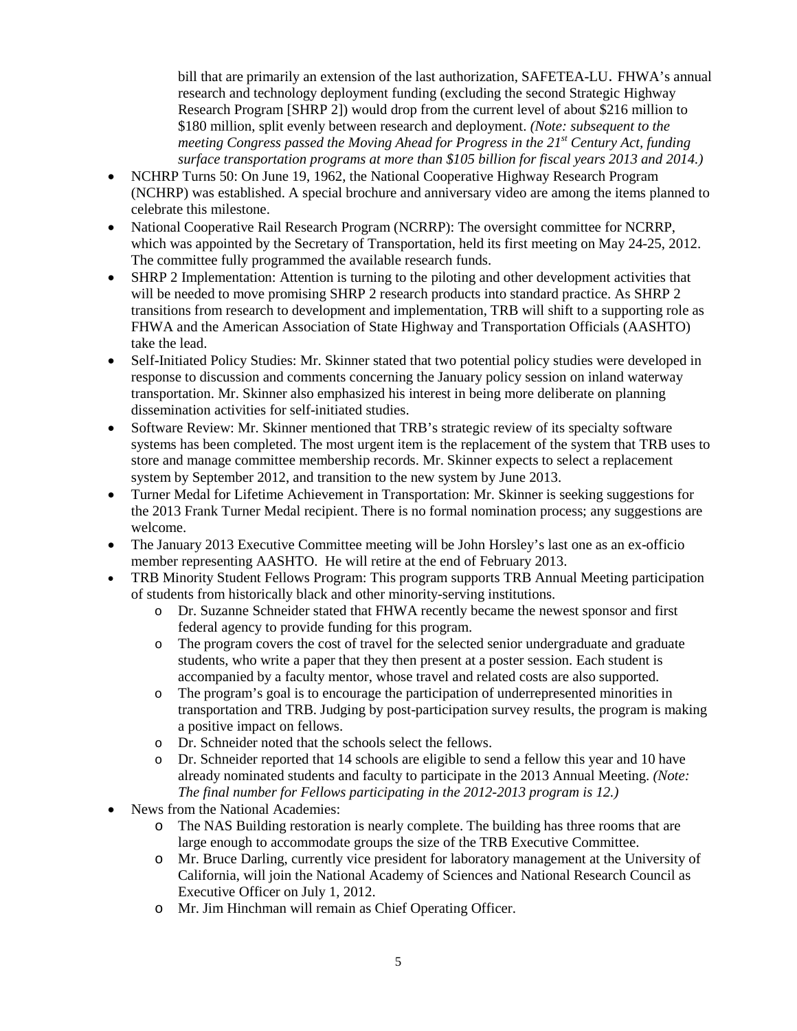bill that are primarily an extension of the last authorization, SAFETEA-LU. FHWA's annual research and technology deployment funding (excluding the second Strategic Highway Research Program [SHRP 2]) would drop from the current level of about $216 million to $180 million, split evenly between research and deployment. *(Note: subsequent to the meeting Congress passed the Moving Ahead for Progress in the 21st Century Act, funding surface transportation programs at more than $105 billion for fiscal years 2013 and 2014.)*

- NCHRP Turns 50: On June 19, 1962, the National Cooperative Highway Research Program (NCHRP) was established. A special brochure and anniversary video are among the items planned to celebrate this milestone.
- National Cooperative Rail Research Program (NCRRP): The oversight committee for NCRRP, which was appointed by the Secretary of Transportation, held its first meeting on May 24-25, 2012. The committee fully programmed the available research funds.
- SHRP 2 Implementation: Attention is turning to the piloting and other development activities that will be needed to move promising SHRP 2 research products into standard practice. As SHRP 2 transitions from research to development and implementation, TRB will shift to a supporting role as FHWA and the American Association of State Highway and Transportation Officials (AASHTO) take the lead.
- Self-Initiated Policy Studies: Mr. Skinner stated that two potential policy studies were developed in response to discussion and comments concerning the January policy session on inland waterway transportation. Mr. Skinner also emphasized his interest in being more deliberate on planning dissemination activities for self-initiated studies.
- Software Review: Mr. Skinner mentioned that TRB's strategic review of its specialty software systems has been completed. The most urgent item is the replacement of the system that TRB uses to store and manage committee membership records. Mr. Skinner expects to select a replacement system by September 2012, and transition to the new system by June 2013.
- Turner Medal for Lifetime Achievement in Transportation: Mr. Skinner is seeking suggestions for the 2013 Frank Turner Medal recipient. There is no formal nomination process; any suggestions are welcome.
- The January 2013 Executive Committee meeting will be John Horsley's last one as an ex-officio member representing AASHTO. He will retire at the end of February 2013.
- TRB Minority Student Fellows Program: This program supports TRB Annual Meeting participation of students from historically black and other minority-serving institutions.
  - Dr. Suzanne Schneider stated that FHWA recently became the newest sponsor and first federal agency to provide funding for this program.
  - The program covers the cost of travel for the selected senior undergraduate and graduate students, who write a paper that they then present at a poster session. Each student is accompanied by a faculty mentor, whose travel and related costs are also supported.
  - The program's goal is to encourage the participation of underrepresented minorities in transportation and TRB. Judging by post-participation survey results, the program is making a positive impact on fellows.
  - Dr. Schneider noted that the schools select the fellows.
  - Dr. Schneider reported that 14 schools are eligible to send a fellow this year and 10 have already nominated students and faculty to participate in the 2013 Annual Meeting. *(Note: The final number for Fellows participating in the 2012-2013 program is 12.)*
- News from the National Academies:
  - The NAS Building restoration is nearly complete. The building has three rooms that are large enough to accommodate groups the size of the TRB Executive Committee.
  - Mr. Bruce Darling, currently vice president for laboratory management at the University of California, will join the National Academy of Sciences and National Research Council as Executive Officer on July 1, 2012.
  - Mr. Jim Hinchman will remain as Chief Operating Officer.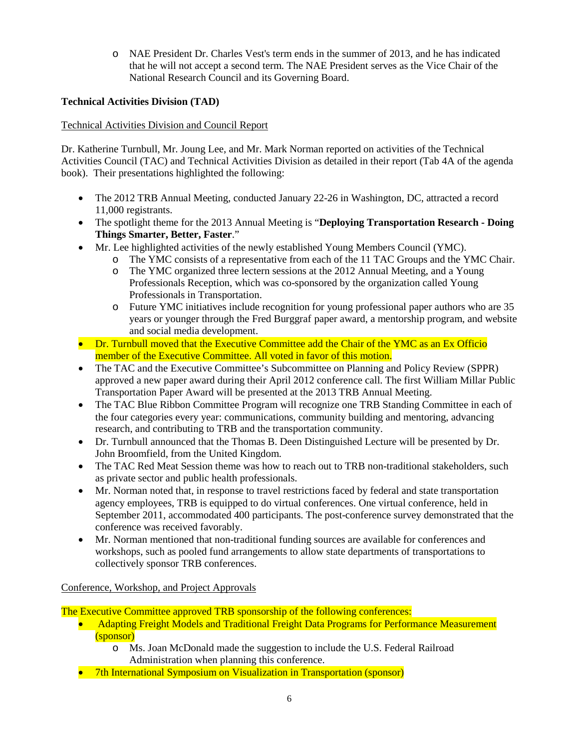- NAE President Dr. Charles Vest's term ends in the summer of 2013, and he has indicated that he will not accept a second term. The NAE President serves as the Vice Chair of the National Research Council and its Governing Board.

**Technical Activities Division (TAD)**

Technical Activities Division and Council Report

Dr. Katherine Turnbull, Mr. Joung Lee, and Mr. Mark Norman reported on activities of the Technical Activities Council (TAC) and Technical Activities Division as detailed in their report (Tab 4A of the agenda book). Their presentations highlighted the following:

- The 2012 TRB Annual Meeting, conducted January 22-26 in Washington, DC, attracted a record 11,000 registrants.
- The spotlight theme for the 2013 Annual Meeting is "**Deploying Transportation Research - Doing Things Smarter, Better, Faster**."
- Mr. Lee highlighted activities of the newly established Young Members Council (YMC).
  - The YMC consists of a representative from each of the 11 TAC Groups and the YMC Chair.
  - The YMC organized three lectern sessions at the 2012 Annual Meeting, and a Young Professionals Reception, which was co-sponsored by the organization called Young Professionals in Transportation.
  - Future YMC initiatives include recognition for young professional paper authors who are 35 years or younger through the Fred Burggraf paper award, a mentorship program, and website and social media development.
- Dr. Turnbull moved that the Executive Committee add the Chair of the YMC as an Ex Officio member of the Executive Committee. All voted in favor of this motion.
- The TAC and the Executive Committee's Subcommittee on Planning and Policy Review (SPPR) approved a new paper award during their April 2012 conference call. The first William Millar Public Transportation Paper Award will be presented at the 2013 TRB Annual Meeting.
- The TAC Blue Ribbon Committee Program will recognize one TRB Standing Committee in each of the four categories every year: communications, community building and mentoring, advancing research, and contributing to TRB and the transportation community.
- Dr. Turnbull announced that the Thomas B. Deen Distinguished Lecture will be presented by Dr. John Broomfield, from the United Kingdom.
- The TAC Red Meat Session theme was how to reach out to TRB non-traditional stakeholders, such as private sector and public health professionals.
- Mr. Norman noted that, in response to travel restrictions faced by federal and state transportation agency employees, TRB is equipped to do virtual conferences. One virtual conference, held in September 2011, accommodated 400 participants. The post-conference survey demonstrated that the conference was received favorably.
- Mr. Norman mentioned that non-traditional funding sources are available for conferences and workshops, such as pooled fund arrangements to allow state departments of transportations to collectively sponsor TRB conferences.

Conference, Workshop, and Project Approvals

The Executive Committee approved TRB sponsorship of the following conferences:

- Adapting Freight Models and Traditional Freight Data Programs for Performance Measurement (sponsor)
  - Ms. Joan McDonald made the suggestion to include the U.S. Federal Railroad Administration when planning this conference.
- 7th International Symposium on Visualization in Transportation (sponsor)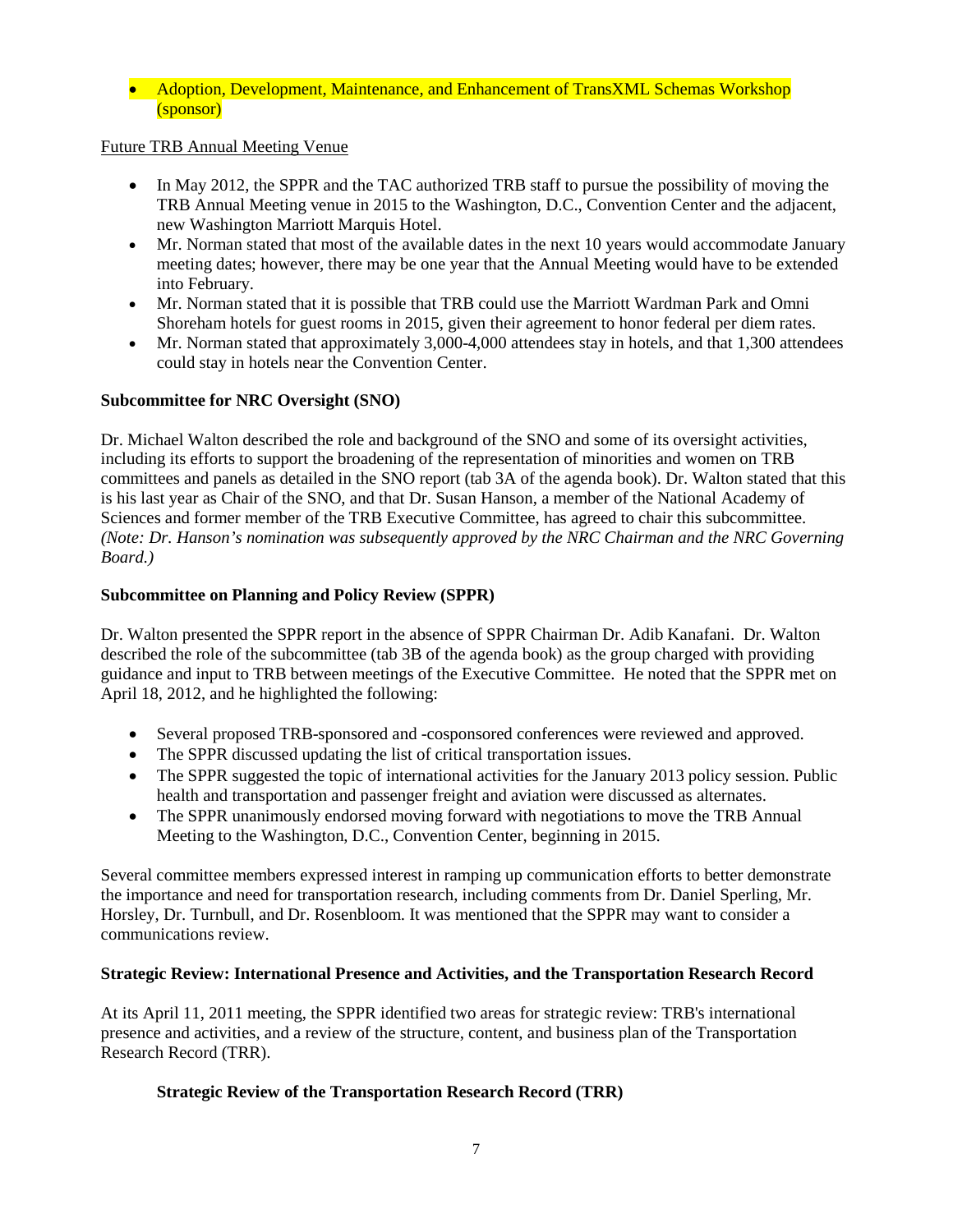- Adoption, Development, Maintenance, and Enhancement of TransXML Schemas Workshop (sponsor)

Future TRB Annual Meeting Venue

- In May 2012, the SPPR and the TAC authorized TRB staff to pursue the possibility of moving the TRB Annual Meeting venue in 2015 to the Washington, D.C., Convention Center and the adjacent, new Washington Marriott Marquis Hotel.
- Mr. Norman stated that most of the available dates in the next 10 years would accommodate January meeting dates; however, there may be one year that the Annual Meeting would have to be extended into February.
- Mr. Norman stated that it is possible that TRB could use the Marriott Wardman Park and Omni Shoreham hotels for guest rooms in 2015, given their agreement to honor federal per diem rates.
- Mr. Norman stated that approximately 3,000-4,000 attendees stay in hotels, and that 1,300 attendees could stay in hotels near the Convention Center.

**Subcommittee for NRC Oversight (SNO)**

Dr. Michael Walton described the role and background of the SNO and some of its oversight activities, including its efforts to support the broadening of the representation of minorities and women on TRB committees and panels as detailed in the SNO report (tab 3A of the agenda book). Dr. Walton stated that this is his last year as Chair of the SNO, and that Dr. Susan Hanson, a member of the National Academy of Sciences and former member of the TRB Executive Committee, has agreed to chair this subcommittee. *(Note: Dr. Hanson's nomination was subsequently approved by the NRC Chairman and the NRC Governing Board.)*

**Subcommittee on Planning and Policy Review (SPPR)**

Dr. Walton presented the SPPR report in the absence of SPPR Chairman Dr. Adib Kanafani. Dr. Walton described the role of the subcommittee (tab 3B of the agenda book) as the group charged with providing guidance and input to TRB between meetings of the Executive Committee. He noted that the SPPR met on April 18, 2012, and he highlighted the following:

- Several proposed TRB-sponsored and -cosponsored conferences were reviewed and approved.
- The SPPR discussed updating the list of critical transportation issues.
- The SPPR suggested the topic of international activities for the January 2013 policy session. Public health and transportation and passenger freight and aviation were discussed as alternates.
- The SPPR unanimously endorsed moving forward with negotiations to move the TRB Annual Meeting to the Washington, D.C., Convention Center, beginning in 2015.

Several committee members expressed interest in ramping up communication efforts to better demonstrate the importance and need for transportation research, including comments from Dr. Daniel Sperling, Mr. Horsley, Dr. Turnbull, and Dr. Rosenbloom. It was mentioned that the SPPR may want to consider a communications review.

**Strategic Review: International Presence and Activities, and the Transportation Research Record**

At its April 11, 2011 meeting, the SPPR identified two areas for strategic review: TRB's international presence and activities, and a review of the structure, content, and business plan of the Transportation Research Record (TRR).

**Strategic Review of the Transportation Research Record (TRR)**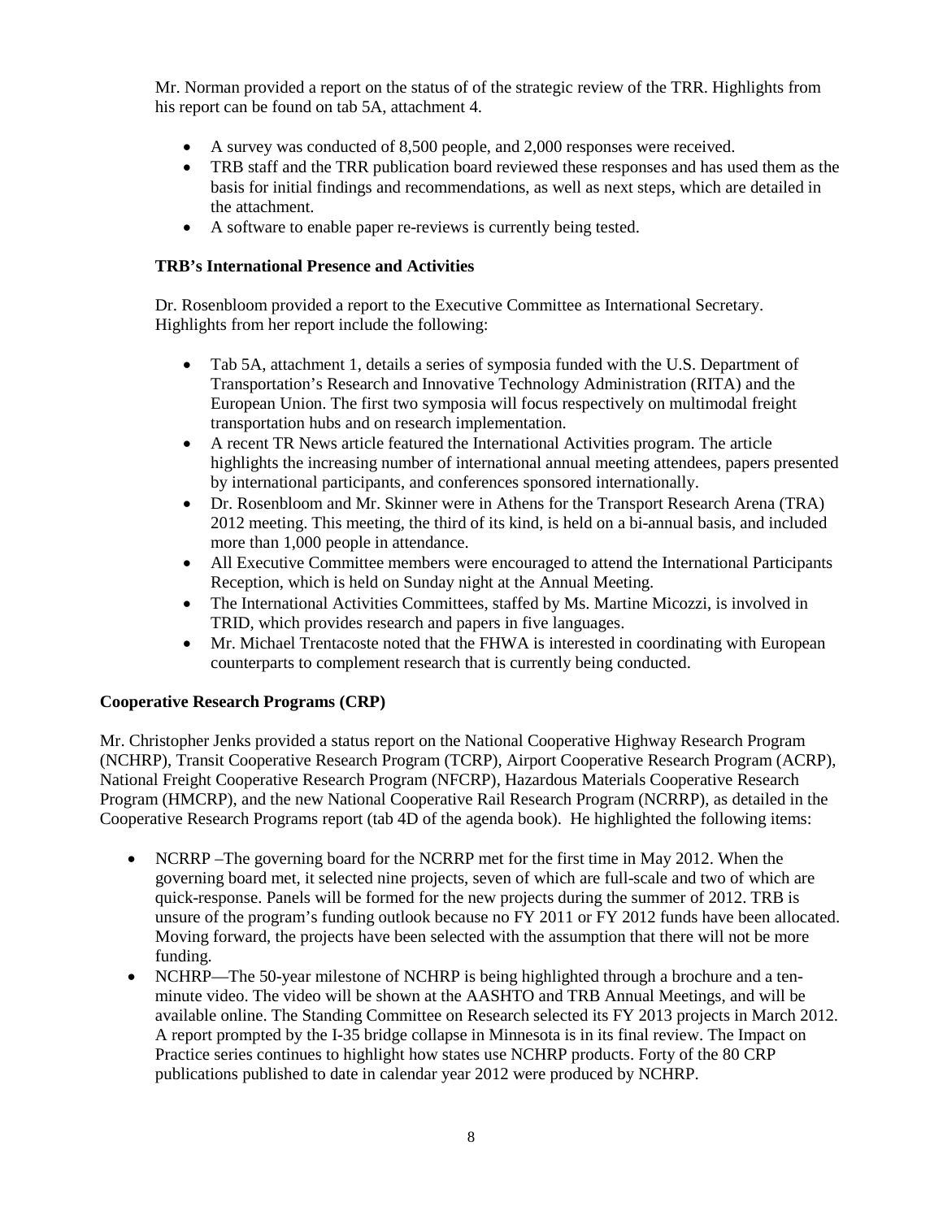Mr. Norman provided a report on the status of of the strategic review of the TRR. Highlights from his report can be found on tab 5A, attachment 4.

- A survey was conducted of 8,500 people, and 2,000 responses were received.
- TRB staff and the TRR publication board reviewed these responses and has used them as the basis for initial findings and recommendations, as well as next steps, which are detailed in the attachment.
- A software to enable paper re-reviews is currently being tested.

**TRB's International Presence and Activities**

Dr. Rosenbloom provided a report to the Executive Committee as International Secretary. Highlights from her report include the following:

- Tab 5A, attachment 1, details a series of symposia funded with the U.S. Department of Transportation's Research and Innovative Technology Administration (RITA) and the European Union. The first two symposia will focus respectively on multimodal freight transportation hubs and on research implementation.
- A recent TR News article featured the International Activities program. The article highlights the increasing number of international annual meeting attendees, papers presented by international participants, and conferences sponsored internationally.
- Dr. Rosenbloom and Mr. Skinner were in Athens for the Transport Research Arena (TRA) 2012 meeting. This meeting, the third of its kind, is held on a bi-annual basis, and included more than 1,000 people in attendance.
- All Executive Committee members were encouraged to attend the International Participants Reception, which is held on Sunday night at the Annual Meeting.
- The International Activities Committees, staffed by Ms. Martine Micozzi, is involved in TRID, which provides research and papers in five languages.
- Mr. Michael Trentacoste noted that the FHWA is interested in coordinating with European counterparts to complement research that is currently being conducted.

**Cooperative Research Programs (CRP)**

Mr. Christopher Jenks provided a status report on the National Cooperative Highway Research Program (NCHRP), Transit Cooperative Research Program (TCRP), Airport Cooperative Research Program (ACRP), National Freight Cooperative Research Program (NFCRP), Hazardous Materials Cooperative Research Program (HMCRP), and the new National Cooperative Rail Research Program (NCRRP), as detailed in the Cooperative Research Programs report (tab 4D of the agenda book). He highlighted the following items:

- NCRRP –The governing board for the NCRRP met for the first time in May 2012. When the governing board met, it selected nine projects, seven of which are full-scale and two of which are quick-response. Panels will be formed for the new projects during the summer of 2012. TRB is unsure of the program's funding outlook because no FY 2011 or FY 2012 funds have been allocated. Moving forward, the projects have been selected with the assumption that there will not be more funding.
- NCHRP—The 50-year milestone of NCHRP is being highlighted through a brochure and a ten-minute video. The video will be shown at the AASHTO and TRB Annual Meetings, and will be available online. The Standing Committee on Research selected its FY 2013 projects in March 2012. A report prompted by the I-35 bridge collapse in Minnesota is in its final review. The Impact on Practice series continues to highlight how states use NCHRP products. Forty of the 80 CRP publications published to date in calendar year 2012 were produced by NCHRP.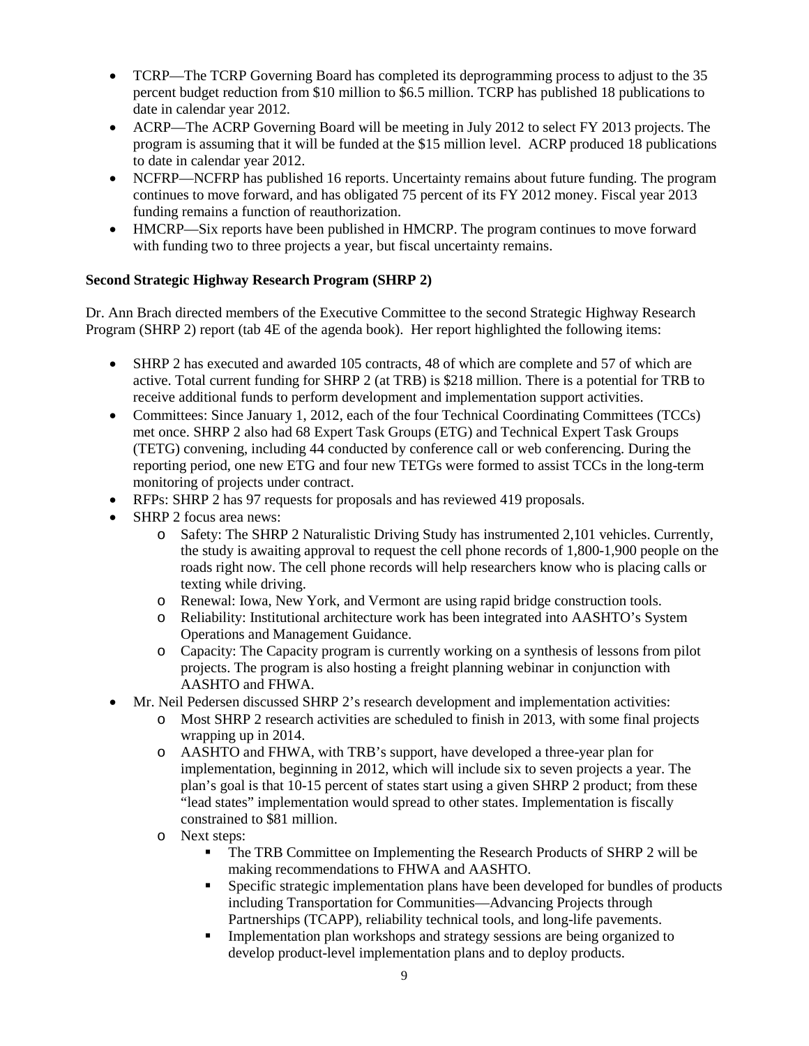- TCRP—The TCRP Governing Board has completed its deprogramming process to adjust to the 35 percent budget reduction from $10 million to $6.5 million. TCRP has published 18 publications to date in calendar year 2012.
- ACRP—The ACRP Governing Board will be meeting in July 2012 to select FY 2013 projects. The program is assuming that it will be funded at the $15 million level. ACRP produced 18 publications to date in calendar year 2012.
- NCFRP—NCFRP has published 16 reports. Uncertainty remains about future funding. The program continues to move forward, and has obligated 75 percent of its FY 2012 money. Fiscal year 2013 funding remains a function of reauthorization.
- HMCRP—Six reports have been published in HMCRP. The program continues to move forward with funding two to three projects a year, but fiscal uncertainty remains.

**Second Strategic Highway Research Program (SHRP 2)**

Dr. Ann Brach directed members of the Executive Committee to the second Strategic Highway Research Program (SHRP 2) report (tab 4E of the agenda book). Her report highlighted the following items:

- SHRP 2 has executed and awarded 105 contracts, 48 of which are complete and 57 of which are active. Total current funding for SHRP 2 (at TRB) is $218 million. There is a potential for TRB to receive additional funds to perform development and implementation support activities.
- Committees: Since January 1, 2012, each of the four Technical Coordinating Committees (TCCs) met once. SHRP 2 also had 68 Expert Task Groups (ETG) and Technical Expert Task Groups (TETG) convening, including 44 conducted by conference call or web conferencing. During the reporting period, one new ETG and four new TETGs were formed to assist TCCs in the long-term monitoring of projects under contract.
- RFPs: SHRP 2 has 97 requests for proposals and has reviewed 419 proposals.
- SHRP 2 focus area news:
  - Safety: The SHRP 2 Naturalistic Driving Study has instrumented 2,101 vehicles. Currently, the study is awaiting approval to request the cell phone records of 1,800-1,900 people on the roads right now. The cell phone records will help researchers know who is placing calls or texting while driving.
  - Renewal: Iowa, New York, and Vermont are using rapid bridge construction tools.
  - Reliability: Institutional architecture work has been integrated into AASHTO's System Operations and Management Guidance.
  - Capacity: The Capacity program is currently working on a synthesis of lessons from pilot projects. The program is also hosting a freight planning webinar in conjunction with AASHTO and FHWA.
- Mr. Neil Pedersen discussed SHRP 2's research development and implementation activities:
  - Most SHRP 2 research activities are scheduled to finish in 2013, with some final projects wrapping up in 2014.
  - AASHTO and FHWA, with TRB's support, have developed a three-year plan for implementation, beginning in 2012, which will include six to seven projects a year. The plan's goal is that 10-15 percent of states start using a given SHRP 2 product; from these "lead states" implementation would spread to other states. Implementation is fiscally constrained to $81 million.
  - Next steps:
    - The TRB Committee on Implementing the Research Products of SHRP 2 will be making recommendations to FHWA and AASHTO.
    - Specific strategic implementation plans have been developed for bundles of products including Transportation for Communities—Advancing Projects through Partnerships (TCAPP), reliability technical tools, and long-life pavements.
    - Implementation plan workshops and strategy sessions are being organized to develop product-level implementation plans and to deploy products.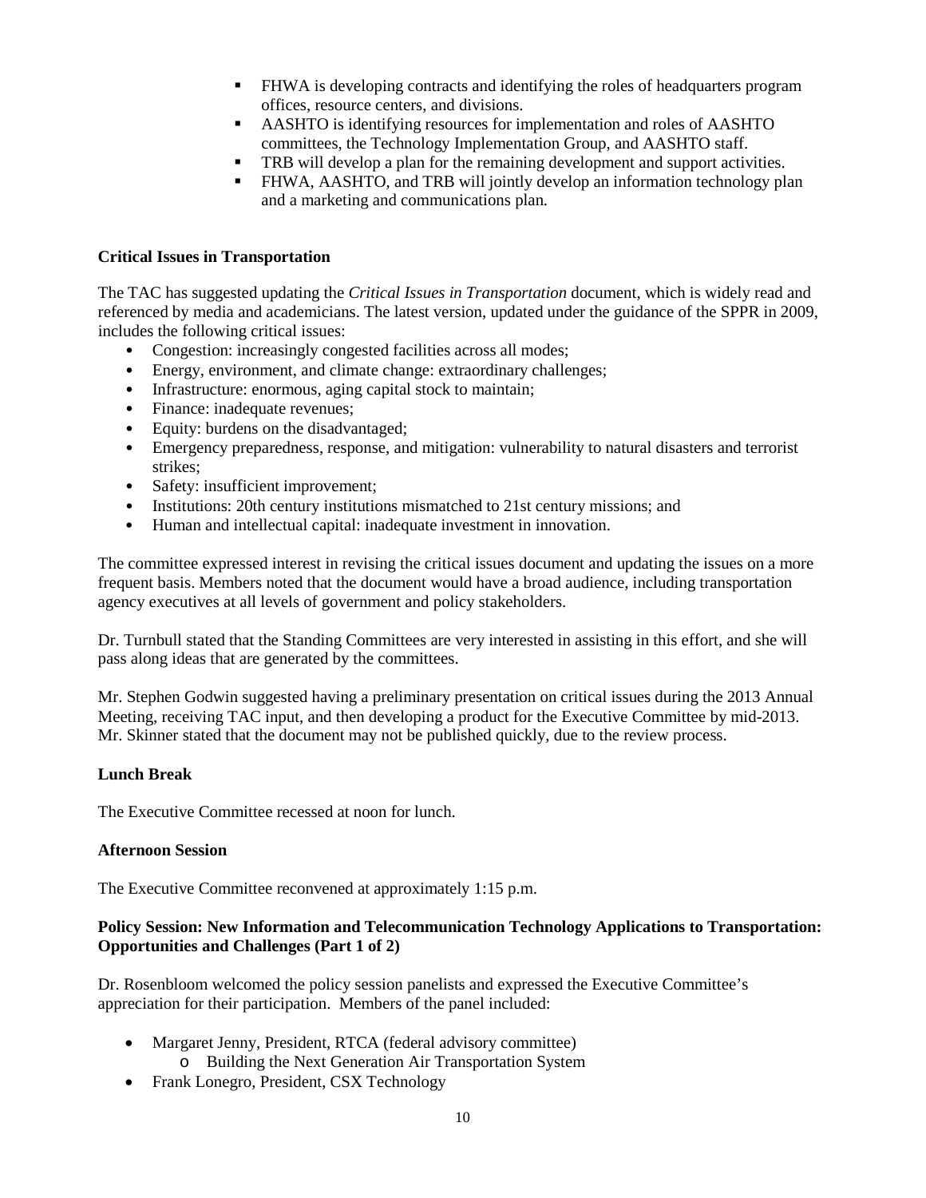- FHWA is developing contracts and identifying the roles of headquarters program offices, resource centers, and divisions.
- AASHTO is identifying resources for implementation and roles of AASHTO committees, the Technology Implementation Group, and AASHTO staff.
- TRB will develop a plan for the remaining development and support activities.
- FHWA, AASHTO, and TRB will jointly develop an information technology plan and a marketing and communications plan.

**Critical Issues in Transportation**

The TAC has suggested updating the *Critical Issues in Transportation* document, which is widely read and referenced by media and academicians. The latest version, updated under the guidance of the SPPR in 2009, includes the following critical issues:

- Congestion: increasingly congested facilities across all modes;
- Energy, environment, and climate change: extraordinary challenges;
- Infrastructure: enormous, aging capital stock to maintain;
- Finance: inadequate revenues;
- Equity: burdens on the disadvantaged;
- Emergency preparedness, response, and mitigation: vulnerability to natural disasters and terrorist strikes;
- Safety: insufficient improvement;
- Institutions: 20th century institutions mismatched to 21st century missions; and
- Human and intellectual capital: inadequate investment in innovation.

The committee expressed interest in revising the critical issues document and updating the issues on a more frequent basis. Members noted that the document would have a broad audience, including transportation agency executives at all levels of government and policy stakeholders.

Dr. Turnbull stated that the Standing Committees are very interested in assisting in this effort, and she will pass along ideas that are generated by the committees.

Mr. Stephen Godwin suggested having a preliminary presentation on critical issues during the 2013 Annual Meeting, receiving TAC input, and then developing a product for the Executive Committee by mid-2013. Mr. Skinner stated that the document may not be published quickly, due to the review process.

**Lunch Break**

The Executive Committee recessed at noon for lunch.

**Afternoon Session**

The Executive Committee reconvened at approximately 1:15 p.m.

**Policy Session: New Information and Telecommunication Technology Applications to Transportation: Opportunities and Challenges (Part 1 of 2)**

Dr. Rosenbloom welcomed the policy session panelists and expressed the Executive Committee's appreciation for their participation. Members of the panel included:

- Margaret Jenny, President, RTCA (federal advisory committee)
  - Building the Next Generation Air Transportation System
- Frank Lonegro, President, CSX Technology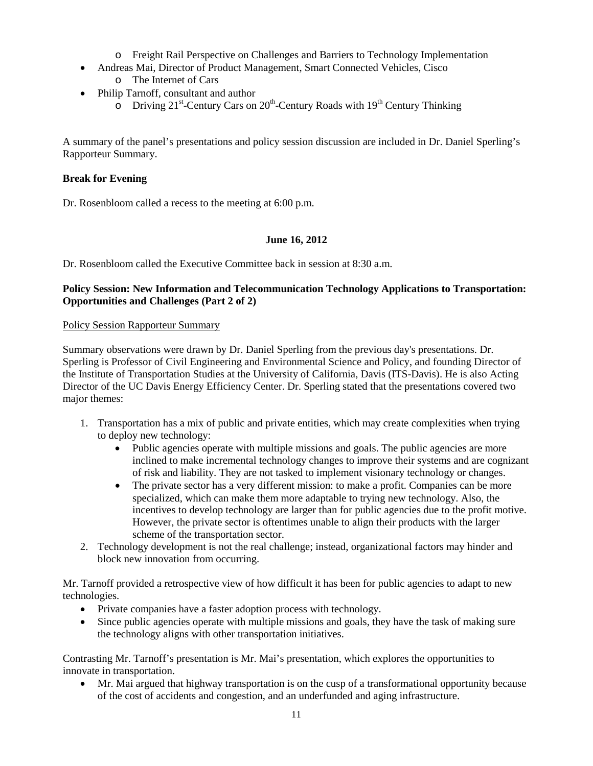- Freight Rail Perspective on Challenges and Barriers to Technology Implementation
- Andreas Mai, Director of Product Management, Smart Connected Vehicles, Cisco
  - The Internet of Cars
- Philip Tarnoff, consultant and author
  - Driving 21st-Century Cars on 20th-Century Roads with 19th Century Thinking

A summary of the panel's presentations and policy session discussion are included in Dr. Daniel Sperling's Rapporteur Summary.

**Break for Evening**

Dr. Rosenbloom called a recess to the meeting at 6:00 p.m.

**June 16, 2012**

Dr. Rosenbloom called the Executive Committee back in session at 8:30 a.m.

**Policy Session: New Information and Telecommunication Technology Applications to Transportation: Opportunities and Challenges (Part 2 of 2)**

Policy Session Rapporteur Summary

Summary observations were drawn by Dr. Daniel Sperling from the previous day's presentations. Dr. Sperling is Professor of Civil Engineering and Environmental Science and Policy, and founding Director of the Institute of Transportation Studies at the University of California, Davis (ITS-Davis). He is also Acting Director of the UC Davis Energy Efficiency Center. Dr. Sperling stated that the presentations covered two major themes:

1. Transportation has a mix of public and private entities, which may create complexities when trying to deploy new technology:
   - Public agencies operate with multiple missions and goals. The public agencies are more inclined to make incremental technology changes to improve their systems and are cognizant of risk and liability. They are not tasked to implement visionary technology or changes.
   - The private sector has a very different mission: to make a profit. Companies can be more specialized, which can make them more adaptable to trying new technology. Also, the incentives to develop technology are larger than for public agencies due to the profit motive. However, the private sector is oftentimes unable to align their products with the larger scheme of the transportation sector.
2. Technology development is not the real challenge; instead, organizational factors may hinder and block new innovation from occurring.

Mr. Tarnoff provided a retrospective view of how difficult it has been for public agencies to adapt to new technologies.

- Private companies have a faster adoption process with technology.
- Since public agencies operate with multiple missions and goals, they have the task of making sure the technology aligns with other transportation initiatives.

Contrasting Mr. Tarnoff's presentation is Mr. Mai's presentation, which explores the opportunities to innovate in transportation.

- Mr. Mai argued that highway transportation is on the cusp of a transformational opportunity because of the cost of accidents and congestion, and an underfunded and aging infrastructure.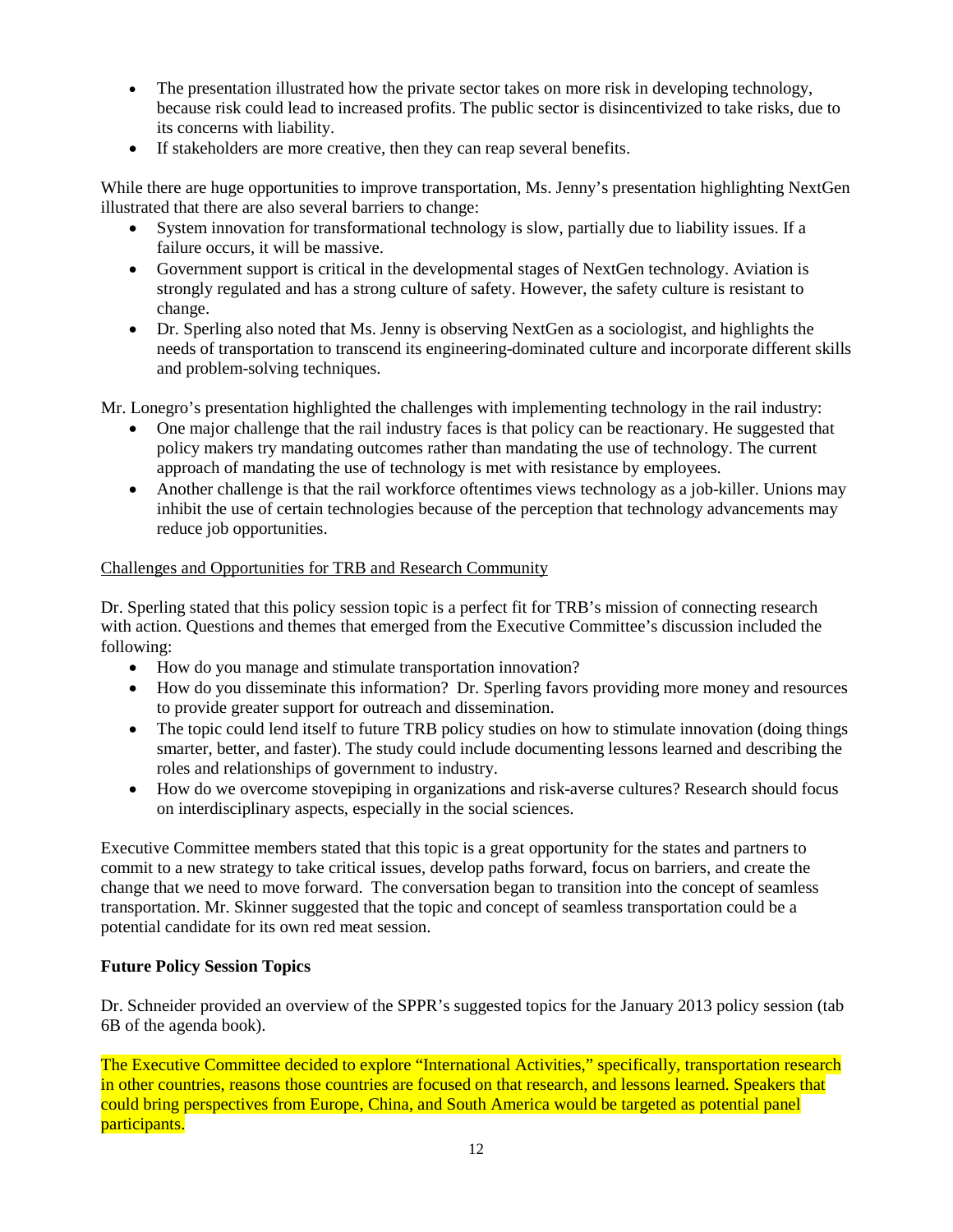- The presentation illustrated how the private sector takes on more risk in developing technology, because risk could lead to increased profits. The public sector is disincentivized to take risks, due to its concerns with liability.
- If stakeholders are more creative, then they can reap several benefits.

While there are huge opportunities to improve transportation, Ms. Jenny's presentation highlighting NextGen illustrated that there are also several barriers to change:

- System innovation for transformational technology is slow, partially due to liability issues. If a failure occurs, it will be massive.
- Government support is critical in the developmental stages of NextGen technology. Aviation is strongly regulated and has a strong culture of safety. However, the safety culture is resistant to change.
- Dr. Sperling also noted that Ms. Jenny is observing NextGen as a sociologist, and highlights the needs of transportation to transcend its engineering-dominated culture and incorporate different skills and problem-solving techniques.

Mr. Lonegro's presentation highlighted the challenges with implementing technology in the rail industry:

- One major challenge that the rail industry faces is that policy can be reactionary. He suggested that policy makers try mandating outcomes rather than mandating the use of technology. The current approach of mandating the use of technology is met with resistance by employees.
- Another challenge is that the rail workforce oftentimes views technology as a job-killer. Unions may inhibit the use of certain technologies because of the perception that technology advancements may reduce job opportunities.

Challenges and Opportunities for TRB and Research Community

Dr. Sperling stated that this policy session topic is a perfect fit for TRB's mission of connecting research with action. Questions and themes that emerged from the Executive Committee's discussion included the following:

- How do you manage and stimulate transportation innovation?
- How do you disseminate this information? Dr. Sperling favors providing more money and resources to provide greater support for outreach and dissemination.
- The topic could lend itself to future TRB policy studies on how to stimulate innovation (doing things smarter, better, and faster). The study could include documenting lessons learned and describing the roles and relationships of government to industry.
- How do we overcome stovepiping in organizations and risk-averse cultures? Research should focus on interdisciplinary aspects, especially in the social sciences.

Executive Committee members stated that this topic is a great opportunity for the states and partners to commit to a new strategy to take critical issues, develop paths forward, focus on barriers, and create the change that we need to move forward. The conversation began to transition into the concept of seamless transportation. Mr. Skinner suggested that the topic and concept of seamless transportation could be a potential candidate for its own red meat session.

**Future Policy Session Topics**

Dr. Schneider provided an overview of the SPPR's suggested topics for the January 2013 policy session (tab 6B of the agenda book).

The Executive Committee decided to explore "International Activities," specifically, transportation research in other countries, reasons those countries are focused on that research, and lessons learned. Speakers that could bring perspectives from Europe, China, and South America would be targeted as potential panel participants.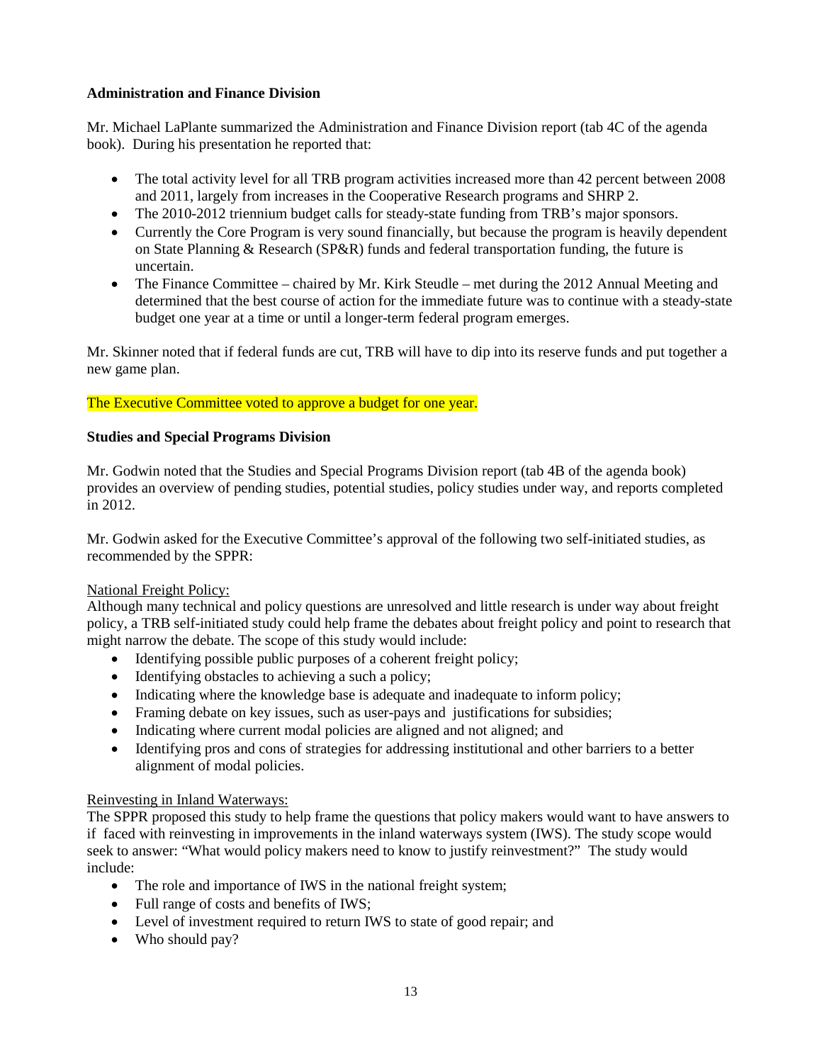**Administration and Finance Division**

Mr. Michael LaPlante summarized the Administration and Finance Division report (tab 4C of the agenda book). During his presentation he reported that:

- The total activity level for all TRB program activities increased more than 42 percent between 2008 and 2011, largely from increases in the Cooperative Research programs and SHRP 2.
- The 2010-2012 triennium budget calls for steady-state funding from TRB's major sponsors.
- Currently the Core Program is very sound financially, but because the program is heavily dependent on State Planning & Research (SP&R) funds and federal transportation funding, the future is uncertain.
- The Finance Committee – chaired by Mr. Kirk Steudle – met during the 2012 Annual Meeting and determined that the best course of action for the immediate future was to continue with a steady-state budget one year at a time or until a longer-term federal program emerges.

Mr. Skinner noted that if federal funds are cut, TRB will have to dip into its reserve funds and put together a new game plan.

The Executive Committee voted to approve a budget for one year.

**Studies and Special Programs Division**

Mr. Godwin noted that the Studies and Special Programs Division report (tab 4B of the agenda book) provides an overview of pending studies, potential studies, policy studies under way, and reports completed in 2012.

Mr. Godwin asked for the Executive Committee's approval of the following two self-initiated studies, as recommended by the SPPR:

National Freight Policy:
Although many technical and policy questions are unresolved and little research is under way about freight policy, a TRB self-initiated study could help frame the debates about freight policy and point to research that might narrow the debate. The scope of this study would include:

- Identifying possible public purposes of a coherent freight policy;
- Identifying obstacles to achieving a such a policy;
- Indicating where the knowledge base is adequate and inadequate to inform policy;
- Framing debate on key issues, such as user-pays and justifications for subsidies;
- Indicating where current modal policies are aligned and not aligned; and
- Identifying pros and cons of strategies for addressing institutional and other barriers to a better alignment of modal policies.

Reinvesting in Inland Waterways:
The SPPR proposed this study to help frame the questions that policy makers would want to have answers to if faced with reinvesting in improvements in the inland waterways system (IWS). The study scope would seek to answer: "What would policy makers need to know to justify reinvestment?" The study would include:

- The role and importance of IWS in the national freight system;
- Full range of costs and benefits of IWS;
- Level of investment required to return IWS to state of good repair; and
- Who should pay?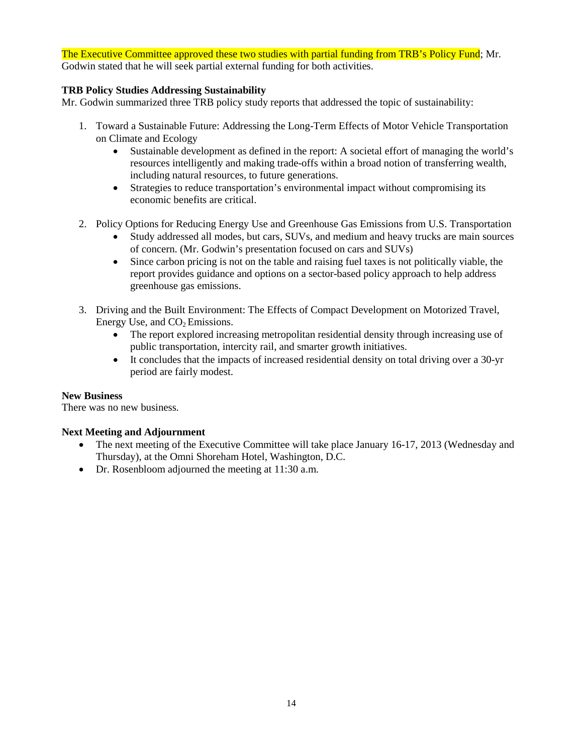The Executive Committee approved these two studies with partial funding from TRB's Policy Fund; Mr. Godwin stated that he will seek partial external funding for both activities.

**TRB Policy Studies Addressing Sustainability**

Mr. Godwin summarized three TRB policy study reports that addressed the topic of sustainability:

1. Toward a Sustainable Future: Addressing the Long-Term Effects of Motor Vehicle Transportation on Climate and Ecology
   - Sustainable development as defined in the report: A societal effort of managing the world's resources intelligently and making trade-offs within a broad notion of transferring wealth, including natural resources, to future generations.
   - Strategies to reduce transportation's environmental impact without compromising its economic benefits are critical.

2. Policy Options for Reducing Energy Use and Greenhouse Gas Emissions from U.S. Transportation
   - Study addressed all modes, but cars, SUVs, and medium and heavy trucks are main sources of concern. (Mr. Godwin's presentation focused on cars and SUVs)
   - Since carbon pricing is not on the table and raising fuel taxes is not politically viable, the report provides guidance and options on a sector-based policy approach to help address greenhouse gas emissions.

3. Driving and the Built Environment: The Effects of Compact Development on Motorized Travel, Energy Use, and $CO_2$ Emissions.
   - The report explored increasing metropolitan residential density through increasing use of public transportation, intercity rail, and smarter growth initiatives.
   - It concludes that the impacts of increased residential density on total driving over a 30-yr period are fairly modest.

**New Business**

There was no new business.

**Next Meeting and Adjournment**

- The next meeting of the Executive Committee will take place January 16-17, 2013 (Wednesday and Thursday), at the Omni Shoreham Hotel, Washington, D.C.
- Dr. Rosenbloom adjourned the meeting at 11:30 a.m.